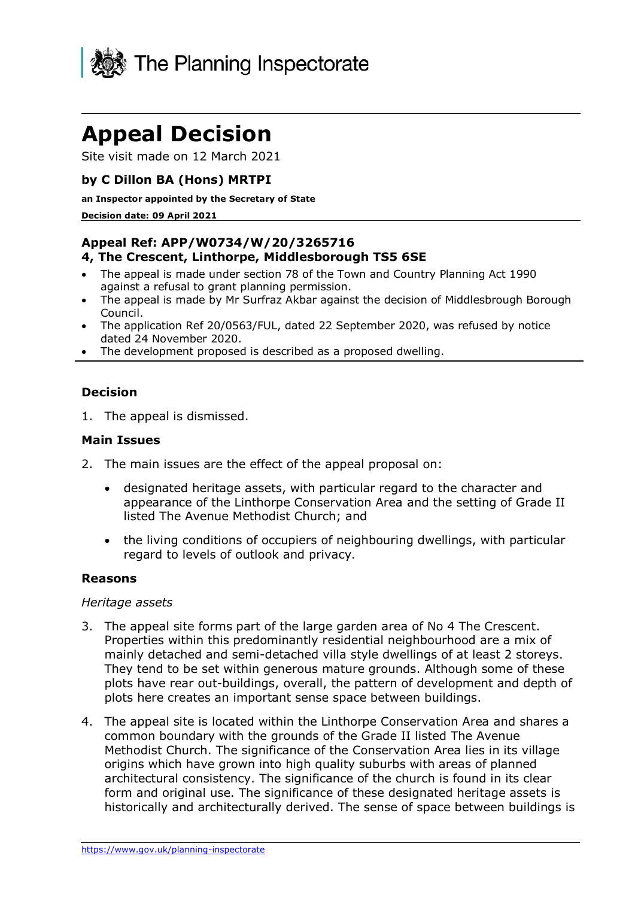The Planning Inspectorate

# Appeal Decision

Site visit made on 12 March 2021

**by C Dillon BA (Hons) MRTPI**

**an Inspector appointed by the Secretary of State**

**Decision date: 09 April 2021**

**Appeal Ref: APP/W0734/W/20/3265716**
**4, The Crescent, Linthorpe, Middlesborough TS5 6SE**

- The appeal is made under section 78 of the Town and Country Planning Act 1990 against a refusal to grant planning permission.
- The appeal is made by Mr Surfraz Akbar against the decision of Middlesbrough Borough Council.
- The application Ref 20/0563/FUL, dated 22 September 2020, was refused by notice dated 24 November 2020.
- The development proposed is described as a proposed dwelling.

### Decision

1. The appeal is dismissed.

### Main Issues

2. The main issues are the effect of the appeal proposal on:

   - designated heritage assets, with particular regard to the character and appearance of the Linthorpe Conservation Area and the setting of Grade II listed The Avenue Methodist Church; and
   - the living conditions of occupiers of neighbouring dwellings, with particular regard to levels of outlook and privacy.

### Reasons

*Heritage assets*

3. The appeal site forms part of the large garden area of No 4 The Crescent. Properties within this predominantly residential neighbourhood are a mix of mainly detached and semi-detached villa style dwellings of at least 2 storeys. They tend to be set within generous mature grounds. Although some of these plots have rear out-buildings, overall, the pattern of development and depth of plots here creates an important sense space between buildings.

4. The appeal site is located within the Linthorpe Conservation Area and shares a common boundary with the grounds of the Grade II listed The Avenue Methodist Church. The significance of the Conservation Area lies in its village origins which have grown into high quality suburbs with areas of planned architectural consistency. The significance of the church is found in its clear form and original use. The significance of these designated heritage assets is historically and architecturally derived. The sense of space between buildings is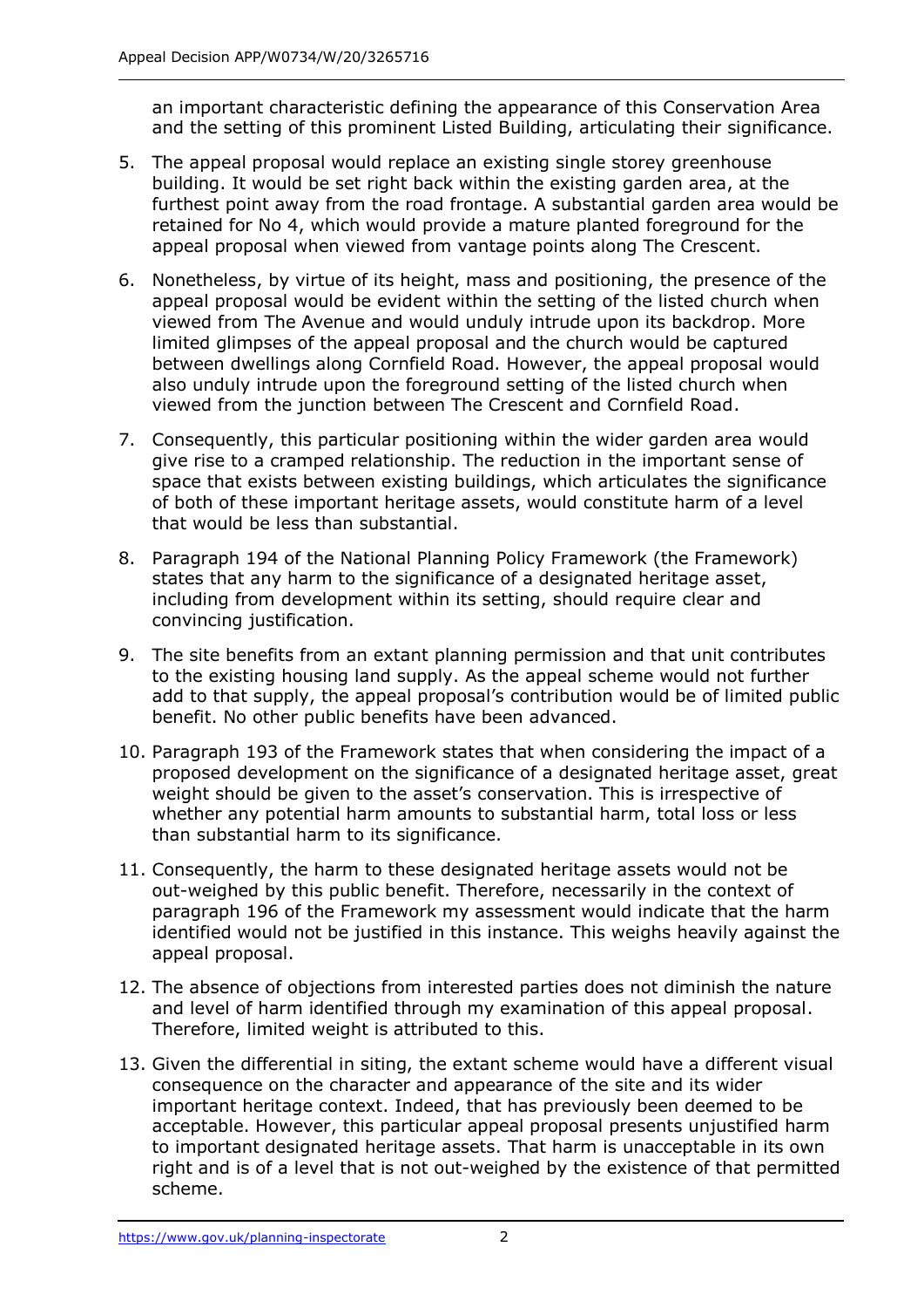an important characteristic defining the appearance of this Conservation Area and the setting of this prominent Listed Building, articulating their significance.

5. The appeal proposal would replace an existing single storey greenhouse building. It would be set right back within the existing garden area, at the furthest point away from the road frontage. A substantial garden area would be retained for No 4, which would provide a mature planted foreground for the appeal proposal when viewed from vantage points along The Crescent.

6. Nonetheless, by virtue of its height, mass and positioning, the presence of the appeal proposal would be evident within the setting of the listed church when viewed from The Avenue and would unduly intrude upon its backdrop. More limited glimpses of the appeal proposal and the church would be captured between dwellings along Cornfield Road. However, the appeal proposal would also unduly intrude upon the foreground setting of the listed church when viewed from the junction between The Crescent and Cornfield Road.

7. Consequently, this particular positioning within the wider garden area would give rise to a cramped relationship. The reduction in the important sense of space that exists between existing buildings, which articulates the significance of both of these important heritage assets, would constitute harm of a level that would be less than substantial.

8. Paragraph 194 of the National Planning Policy Framework (the Framework) states that any harm to the significance of a designated heritage asset, including from development within its setting, should require clear and convincing justification.

9. The site benefits from an extant planning permission and that unit contributes to the existing housing land supply. As the appeal scheme would not further add to that supply, the appeal proposal's contribution would be of limited public benefit. No other public benefits have been advanced.

10. Paragraph 193 of the Framework states that when considering the impact of a proposed development on the significance of a designated heritage asset, great weight should be given to the asset's conservation. This is irrespective of whether any potential harm amounts to substantial harm, total loss or less than substantial harm to its significance.

11. Consequently, the harm to these designated heritage assets would not be out-weighed by this public benefit. Therefore, necessarily in the context of paragraph 196 of the Framework my assessment would indicate that the harm identified would not be justified in this instance. This weighs heavily against the appeal proposal.

12. The absence of objections from interested parties does not diminish the nature and level of harm identified through my examination of this appeal proposal. Therefore, limited weight is attributed to this.

13. Given the differential in siting, the extant scheme would have a different visual consequence on the character and appearance of the site and its wider important heritage context. Indeed, that has previously been deemed to be acceptable. However, this particular appeal proposal presents unjustified harm to important designated heritage assets. That harm is unacceptable in its own right and is of a level that is not out-weighed by the existence of that permitted scheme.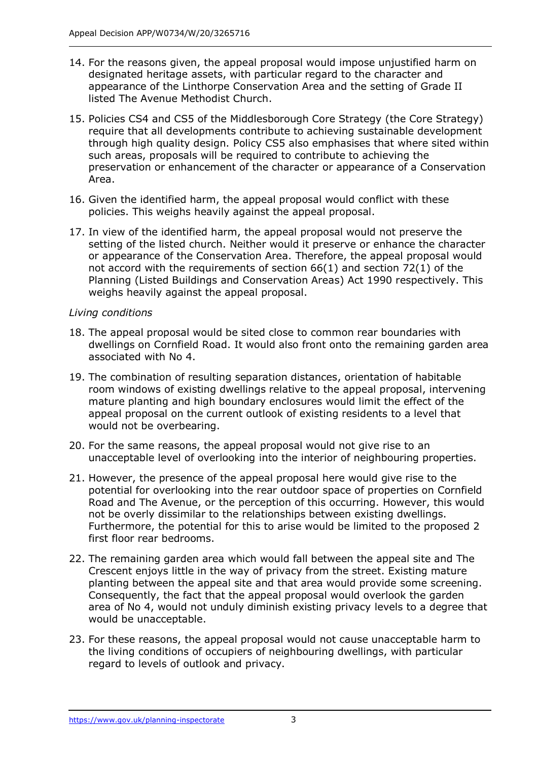14. For the reasons given, the appeal proposal would impose unjustified harm on designated heritage assets, with particular regard to the character and appearance of the Linthorpe Conservation Area and the setting of Grade II listed The Avenue Methodist Church.

15. Policies CS4 and CS5 of the Middlesborough Core Strategy (the Core Strategy) require that all developments contribute to achieving sustainable development through high quality design. Policy CS5 also emphasises that where sited within such areas, proposals will be required to contribute to achieving the preservation or enhancement of the character or appearance of a Conservation Area.

16. Given the identified harm, the appeal proposal would conflict with these policies. This weighs heavily against the appeal proposal.

17. In view of the identified harm, the appeal proposal would not preserve the setting of the listed church. Neither would it preserve or enhance the character or appearance of the Conservation Area. Therefore, the appeal proposal would not accord with the requirements of section 66(1) and section 72(1) of the Planning (Listed Buildings and Conservation Areas) Act 1990 respectively. This weighs heavily against the appeal proposal.

*Living conditions*

18. The appeal proposal would be sited close to common rear boundaries with dwellings on Cornfield Road. It would also front onto the remaining garden area associated with No 4.

19. The combination of resulting separation distances, orientation of habitable room windows of existing dwellings relative to the appeal proposal, intervening mature planting and high boundary enclosures would limit the effect of the appeal proposal on the current outlook of existing residents to a level that would not be overbearing.

20. For the same reasons, the appeal proposal would not give rise to an unacceptable level of overlooking into the interior of neighbouring properties.

21. However, the presence of the appeal proposal here would give rise to the potential for overlooking into the rear outdoor space of properties on Cornfield Road and The Avenue, or the perception of this occurring. However, this would not be overly dissimilar to the relationships between existing dwellings. Furthermore, the potential for this to arise would be limited to the proposed 2 first floor rear bedrooms.

22. The remaining garden area which would fall between the appeal site and The Crescent enjoys little in the way of privacy from the street. Existing mature planting between the appeal site and that area would provide some screening. Consequently, the fact that the appeal proposal would overlook the garden area of No 4, would not unduly diminish existing privacy levels to a degree that would be unacceptable.

23. For these reasons, the appeal proposal would not cause unacceptable harm to the living conditions of occupiers of neighbouring dwellings, with particular regard to levels of outlook and privacy.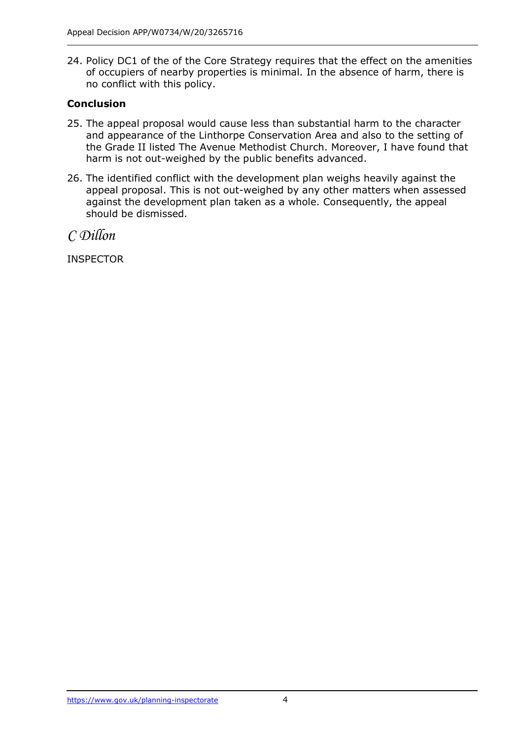24. Policy DC1 of the of the Core Strategy requires that the effect on the amenities of occupiers of nearby properties is minimal. In the absence of harm, there is no conflict with this policy.

**Conclusion**

25. The appeal proposal would cause less than substantial harm to the character and appearance of the Linthorpe Conservation Area and also to the setting of the Grade II listed The Avenue Methodist Church. Moreover, I have found that harm is not out-weighed by the public benefits advanced.

26. The identified conflict with the development plan weighs heavily against the appeal proposal. This is not out-weighed by any other matters when assessed against the development plan taken as a whole. Consequently, the appeal should be dismissed.

*C Dillon*

INSPECTOR